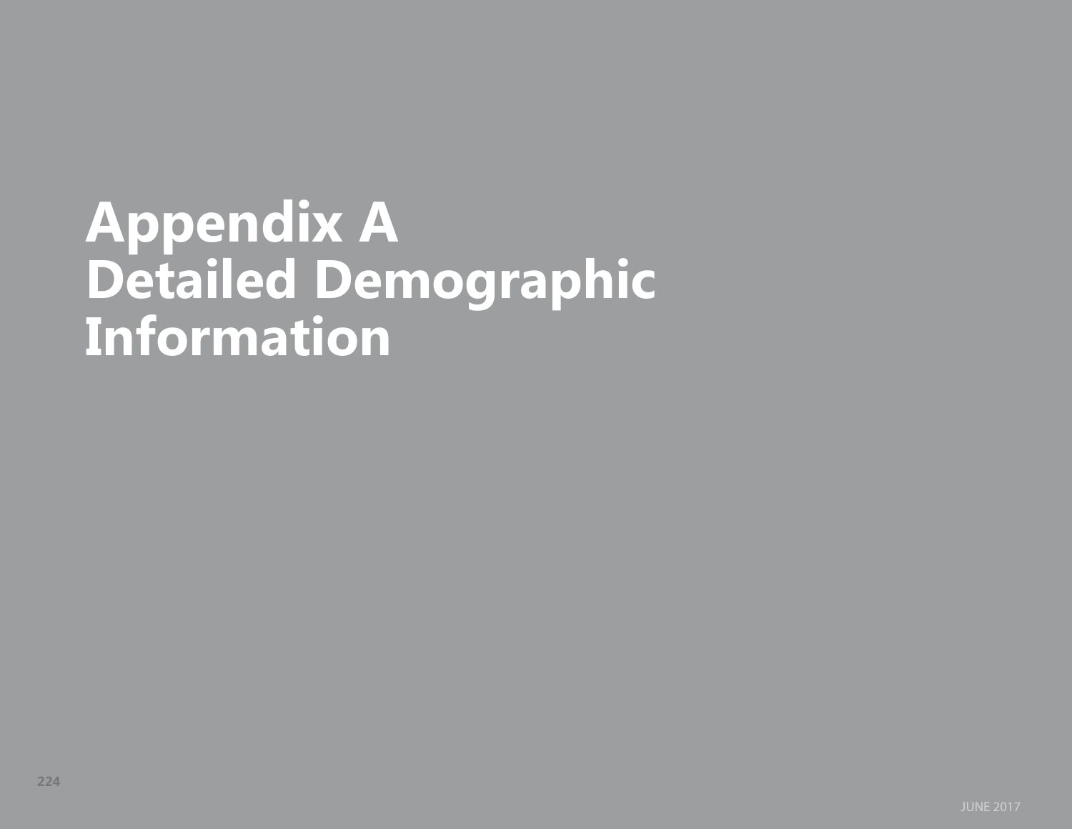# Appendix A
# Detailed Demographic Information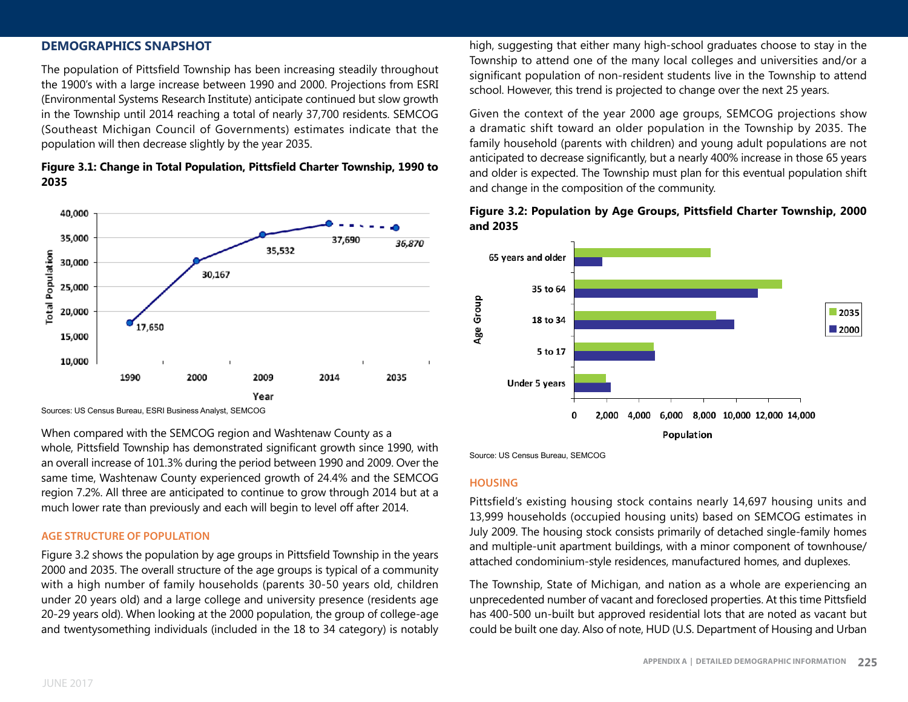## DEMOGRAPHICS SNAPSHOT

The population of Pittsfield Township has been increasing steadily throughout the 1900's with a large increase between 1990 and 2000. Projections from ESRI (Environmental Systems Research Institute) anticipate continued but slow growth in the Township until 2014 reaching a total of nearly 37,700 residents. SEMCOG (Southeast Michigan Council of Governments) estimates indicate that the population will then decrease slightly by the year 2035.

**Figure 3.1: Change in Total Population, Pittsfield Charter Township, 1990 to 2035**

| Year | Total Population |
|---|---|
| 1990 | 17,650 |
| 2000 | 30,167 |
| 2009 | 35,532 |
| 2014 | 37,690 |
| 2035 | 36,870 |

Sources: US Census Bureau, ESRI Business Analyst, SEMCOG

When compared with the SEMCOG region and Washtenaw County as a whole, Pittsfield Township has demonstrated significant growth since 1990, with an overall increase of 101.3% during the period between 1990 and 2009. Over the same time, Washtenaw County experienced growth of 24.4% and the SEMCOG region 7.2%. All three are anticipated to continue to grow through 2014 but at a much lower rate than previously and each will begin to level off after 2014.

### AGE STRUCTURE OF POPULATION

Figure 3.2 shows the population by age groups in Pittsfield Township in the years 2000 and 2035. The overall structure of the age groups is typical of a community with a high number of family households (parents 30-50 years old, children under 20 years old) and a large college and university presence (residents age 20-29 years old). When looking at the 2000 population, the group of college-age and twentysomething individuals (included in the 18 to 34 category) is notably high, suggesting that either many high-school graduates choose to stay in the Township to attend one of the many local colleges and universities and/or a significant population of non-resident students live in the Township to attend school. However, this trend is projected to change over the next 25 years.

Given the context of the year 2000 age groups, SEMCOG projections show a dramatic shift toward an older population in the Township by 2035. The family household (parents with children) and young adult populations are not anticipated to decrease significantly, but a nearly 400% increase in those 65 years and older is expected. The Township must plan for this eventual population shift and change in the composition of the community.

**Figure 3.2: Population by Age Groups, Pittsfield Charter Township, 2000 and 2035**

Source: US Census Bureau, SEMCOG

### HOUSING

Pittsfield's existing housing stock contains nearly 14,697 housing units and 13,999 households (occupied housing units) based on SEMCOG estimates in July 2009. The housing stock consists primarily of detached single-family homes and multiple-unit apartment buildings, with a minor component of townhouse/attached condominium-style residences, manufactured homes, and duplexes.

The Township, State of Michigan, and nation as a whole are experiencing an unprecedented number of vacant and foreclosed properties. At this time Pittsfield has 400-500 un-built but approved residential lots that are noted as vacant but could be built one day. Also of note, HUD (U.S. Department of Housing and Urban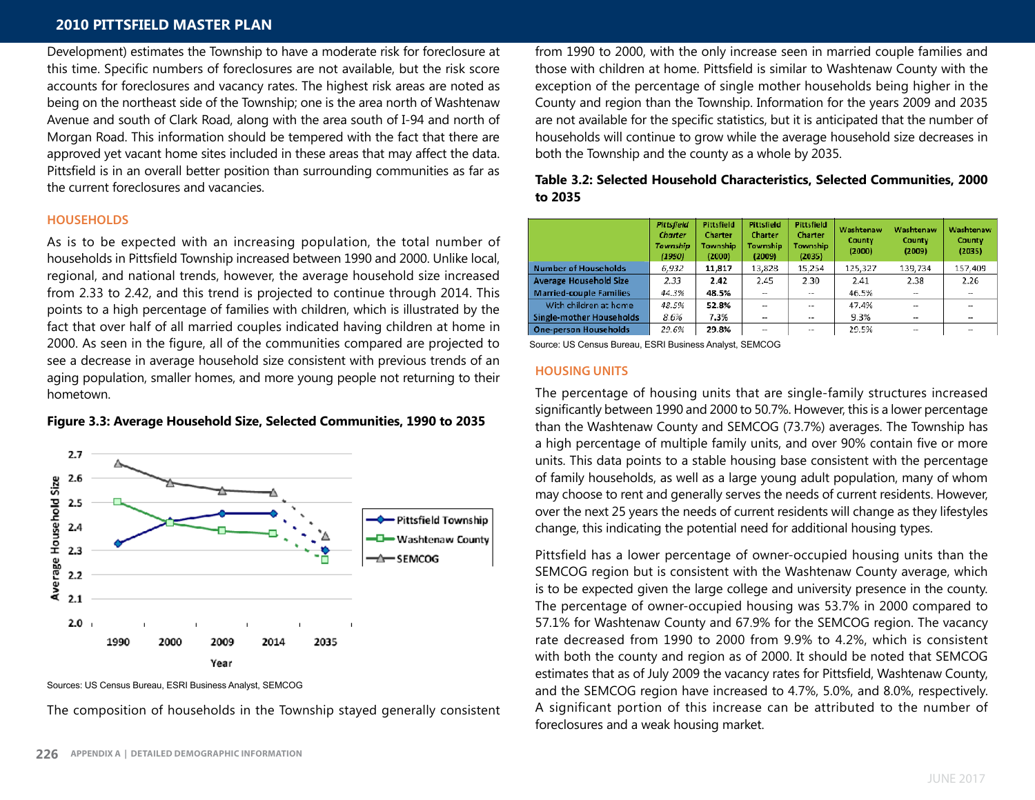Development) estimates the Township to have a moderate risk for foreclosure at this time. Specific numbers of foreclosures are not available, but the risk score accounts for foreclosures and vacancy rates. The highest risk areas are noted as being on the northeast side of the Township; one is the area north of Washtenaw Avenue and south of Clark Road, along with the area south of I-94 and north of Morgan Road. This information should be tempered with the fact that there are approved yet vacant home sites included in these areas that may affect the data. Pittsfield is in an overall better position than surrounding communities as far as the current foreclosures and vacancies.

## HOUSEHOLDS

As is to be expected with an increasing population, the total number of households in Pittsfield Township increased between 1990 and 2000. Unlike local, regional, and national trends, however, the average household size increased from 2.33 to 2.42, and this trend is projected to continue through 2014. This points to a high percentage of families with children, which is illustrated by the fact that over half of all married couples indicated having children at home in 2000. As seen in the figure, all of the communities compared are projected to see a decrease in average household size consistent with previous trends of an aging population, smaller homes, and more young people not returning to their hometown.

**Figure 3.3: Average Household Size, Selected Communities, 1990 to 2035**

Sources: US Census Bureau, ESRI Business Analyst, SEMCOG

The composition of households in the Township stayed generally consistent from 1990 to 2000, with the only increase seen in married couple families and those with children at home. Pittsfield is similar to Washtenaw County with the exception of the percentage of single mother households being higher in the County and region than the Township. Information for the years 2009 and 2035 are not available for the specific statistics, but it is anticipated that the number of households will continue to grow while the average household size decreases in both the Township and the county as a whole by 2035.

**Table 3.2: Selected Household Characteristics, Selected Communities, 2000 to 2035**

| | Pittsfield Charter Township (1990) | Pittsfield Charter Township (2000) | Pittsfield Charter Township (2009) | Pittsfield Charter Township (2035) | Washtenaw County (2000) | Washtenaw County (2009) | Washtenaw County (2035) |
|---|---|---|---|---|---|---|---|
| Number of Households | 6,932 | 11,817 | 13,828 | 15,254 | 125,327 | 139,734 | 157,409 |
| Average Household Size | 2.33 | 2.42 | 2.45 | 2.30 | 2.41 | 2.38 | 2.26 |
| Married-couple Families | 44.3% | 48.5% | -- | -- | 46.5% | -- | -- |
| With children at home | 48.5% | 52.8% | -- | -- | 47.4% | -- | -- |
| Single-mother Households | 8.6% | 7.3% | -- | -- | 9.3% | -- | -- |
| One-person Households | 29.6% | 29.8% | -- | -- | 29.5% | -- | -- |

Source: US Census Bureau, ESRI Business Analyst, SEMCOG

## HOUSING UNITS

The percentage of housing units that are single-family structures increased significantly between 1990 and 2000 to 50.7%. However, this is a lower percentage than the Washtenaw County and SEMCOG (73.7%) averages. The Township has a high percentage of multiple family units, and over 90% contain five or more units. This data points to a stable housing base consistent with the percentage of family households, as well as a large young adult population, many of whom may choose to rent and generally serves the needs of current residents. However, over the next 25 years the needs of current residents will change as they lifestyles change, this indicating the potential need for additional housing types.

Pittsfield has a lower percentage of owner-occupied housing units than the SEMCOG region but is consistent with the Washtenaw County average, which is to be expected given the large college and university presence in the county. The percentage of owner-occupied housing was 53.7% in 2000 compared to 57.1% for Washtenaw County and 67.9% for the SEMCOG region. The vacancy rate decreased from 1990 to 2000 from 9.9% to 4.2%, which is consistent with both the county and region as of 2000. It should be noted that SEMCOG estimates that as of July 2009 the vacancy rates for Pittsfield, Washtenaw County, and the SEMCOG region have increased to 4.7%, 5.0%, and 8.0%, respectively. A significant portion of this increase can be attributed to the number of foreclosures and a weak housing market.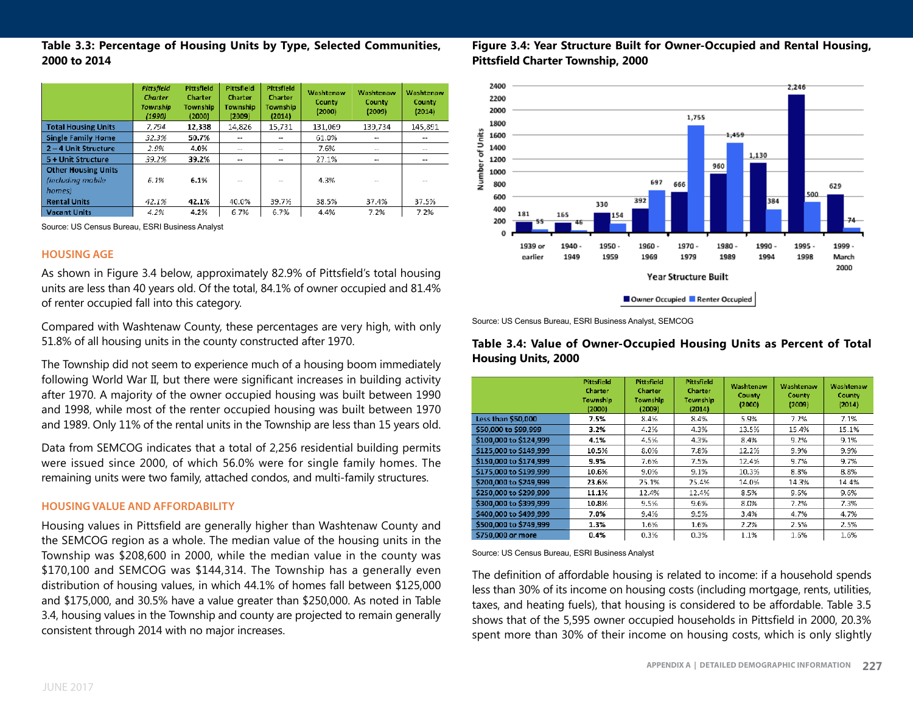**Table 3.3: Percentage of Housing Units by Type, Selected Communities, 2000 to 2014**

| | *Pittsfield Charter Township (1990)* | Pittsfield Charter Township (2000) | Pittsfield Charter Township (2009) | Pittsfield Charter Township (2014) | Washtenaw County (2000) | Washtenaw County (2009) | Washtenaw County (2014) |
|---|---|---|---|---|---|---|---|
| **Total Housing Units** | *7,794* | **12,338** | 14,826 | 15,731 | 131,069 | 139,734 | 145,891 |
| **Single Family Home** | *32.3%* | **50.7%** | -- | -- | 61.0% | -- | -- |
| **2 – 4 Unit Structure** | *2.9%* | **4.0%** | -- | -- | 7.6% | -- | -- |
| **5 + Unit Structure** | *39.2%* | **39.2%** | -- | -- | 27.1% | -- | -- |
| **Other Housing Units** *(including mobile homes)* | *6.1%* | **6.1%** | -- | -- | 4.3% | -- | -- |
| **Rental Units** | *42.1%* | **42.1%** | 40.0% | 39.7% | 38.5% | 37.4% | 37.5% |
| **Vacant Units** | *4.2%* | **4.2%** | 6.7% | 6.7% | 4.4% | 7.2% | 7.2% |

Source: US Census Bureau, ESRI Business Analyst

## HOUSING AGE

As shown in Figure 3.4 below, approximately 82.9% of Pittsfield's total housing units are less than 40 years old. Of the total, 84.1% of owner occupied and 81.4% of renter occupied fall into this category.

Compared with Washtenaw County, these percentages are very high, with only 51.8% of all housing units in the county constructed after 1970.

The Township did not seem to experience much of a housing boom immediately following World War II, but there were significant increases in building activity after 1970. A majority of the owner occupied housing was built between 1990 and 1998, while most of the renter occupied housing was built between 1970 and 1989. Only 11% of the rental units in the Township are less than 15 years old.

Data from SEMCOG indicates that a total of 2,256 residential building permits were issued since 2000, of which 56.0% were for single family homes. The remaining units were two family, attached condos, and multi-family structures.

## HOUSING VALUE AND AFFORDABILITY

Housing values in Pittsfield are generally higher than Washtenaw County and the SEMCOG region as a whole. The median value of the housing units in the Township was $208,600 in 2000, while the median value in the county was $170,100 and SEMCOG was $144,314. The Township has a generally even distribution of housing values, in which 44.1% of homes fall between $125,000 and $175,000, and 30.5% have a value greater than $250,000. As noted in Table 3.4, housing values in the Township and county are projected to remain generally consistent through 2014 with no major increases.

**Figure 3.4: Year Structure Built for Owner-Occupied and Rental Housing, Pittsfield Charter Township, 2000**

| Year Structure Built | Owner Occupied | Renter Occupied |
|---|---|---|
| 1939 or earlier | 181 | 55 |
| 1940 - 1949 | 165 | 46 |
| 1950 - 1959 | 330 | 154 |
| 1960 - 1969 | 392 | 697 |
| 1970 - 1979 | 666 | 1,755 |
| 1980 - 1989 | 960 | 1,459 |
| 1990 - 1994 | 1,130 | 384 |
| 1995 - 1998 | 2,246 | 500 |
| 1999 - March 2000 | 629 | 74 |

Source: US Census Bureau, ESRI Business Analyst, SEMCOG

**Table 3.4: Value of Owner-Occupied Housing Units as Percent of Total Housing Units, 2000**

| | Pittsfield Charter Township (2000) | Pittsfield Charter Township (2009) | Pittsfield Charter Township (2014) | Washtenaw County (2000) | Washtenaw County (2009) | Washtenaw County (2014) |
|---|---|---|---|---|---|---|
| Less than $50,000 | **7.5%** | 8.4% | 8.4% | 5.9% | 7.2% | 7.1% |
| $50,000 to $99,999 | **3.2%** | 4.2% | 4.3% | 13.5% | 15.4% | 15.1% |
| $100,000 to $124,999 | **4.1%** | 4.5% | 4.3% | 8.4% | 9.2% | 9.1% |
| $125,000 to $149,999 | **10.5%** | 8.0% | 7.8% | 12.2% | 9.9% | 9.9% |
| $150,000 to $174,999 | **9.9%** | 7.6% | 7.5% | 12.4% | 9.7% | 9.7% |
| $175,000 to $199,999 | **10.6%** | 9.0% | 9.1% | 10.3% | 8.8% | 8.8% |
| $200,000 to $249,999 | **23.6%** | 25.1% | 25.4% | 14.0% | 14.3% | 14.4% |
| $250,000 to $299,999 | **11.1%** | 12.4% | 12.4% | 8.5% | 9.5% | 9.6% |
| $300,000 to $399,999 | **10.8%** | 9.5% | 9.6% | 8.0% | 7.2% | 7.3% |
| $400,000 to $499,999 | **7.0%** | 9.4% | 9.5% | 3.4% | 4.7% | 4.7% |
| $500,000 to $749,999 | **1.3%** | 1.6% | 1.6% | 2.2% | 2.5% | 2.5% |
| $750,000 or more | **0.4%** | 0.3% | 0.3% | 1.1% | 1.5% | 1.6% |

Source: US Census Bureau, ESRI Business Analyst

The definition of affordable housing is related to income: if a household spends less than 30% of its income on housing costs (including mortgage, rents, utilities, taxes, and heating fuels), that housing is considered to be affordable. Table 3.5 shows that of the 5,595 owner occupied households in Pittsfield in 2000, 20.3% spent more than 30% of their income on housing costs, which is only slightly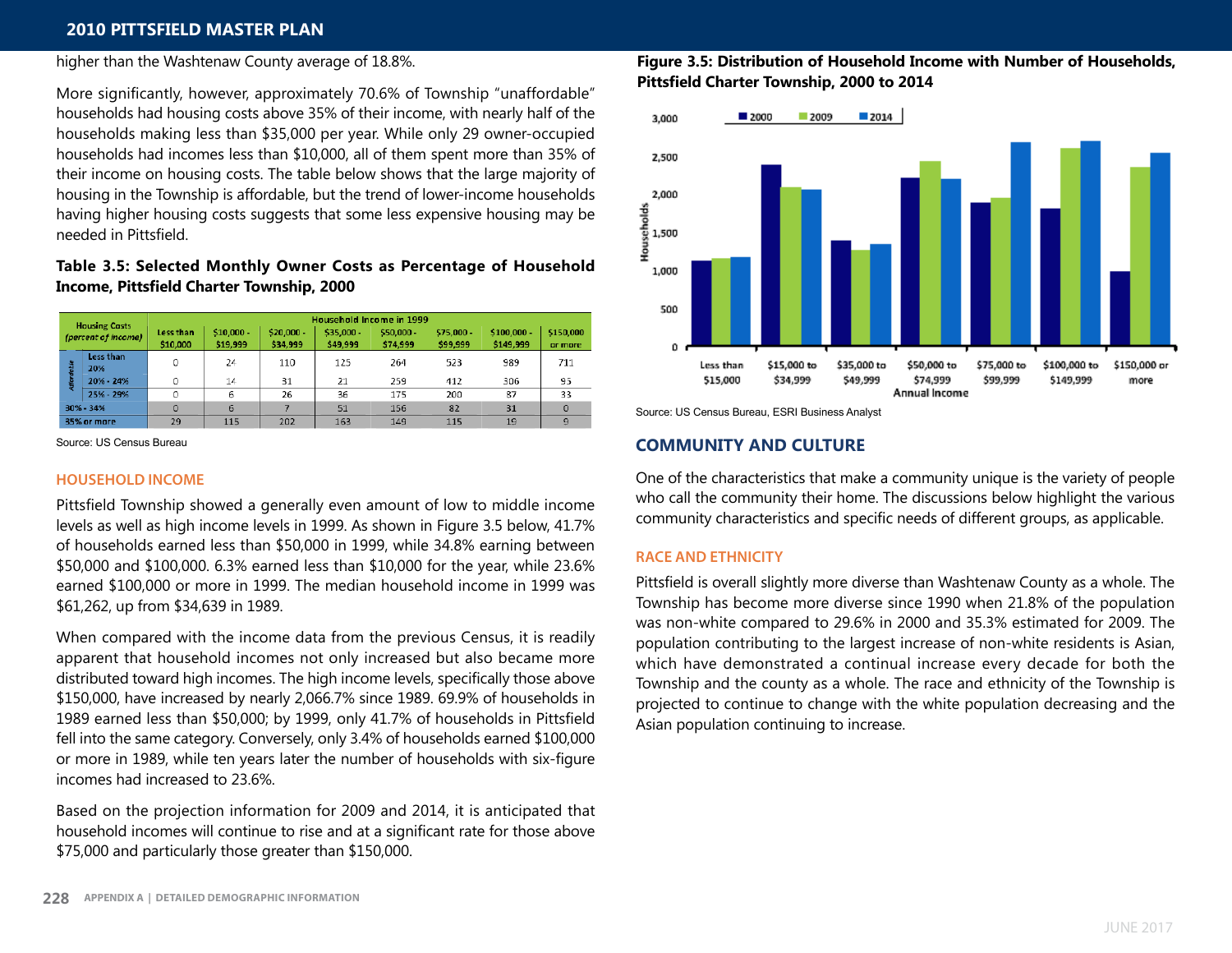higher than the Washtenaw County average of 18.8%.

More significantly, however, approximately 70.6% of Township "unaffordable" households had housing costs above 35% of their income, with nearly half of the households making less than $35,000 per year. While only 29 owner-occupied households had incomes less than $10,000, all of them spent more than 35% of their income on housing costs. The table below shows that the large majority of housing in the Township is affordable, but the trend of lower-income households having higher housing costs suggests that some less expensive housing may be needed in Pittsfield.

**Table 3.5: Selected Monthly Owner Costs as Percentage of Household Income, Pittsfield Charter Township, 2000**

| Housing Costs (percent of income) | | Household Income in 1999 | | | | | | | |
|---|---|---|---|---|---|---|---|---|---|
| | | Less than $10,000 | $10,000 - $19,999 | $20,000 - $34,999 | $35,000 - $49,999 | $50,000 - $74,999 | $75,000 - $99,999 | $100,000 - $149,999 | $150,000 or more |
| Affordable | Less than 20% | 0 | 24 | 110 | 125 | 264 | 523 | 989 | 711 |
| | 20% - 24% | 0 | 14 | 31 | 21 | 259 | 412 | 306 | 95 |
| | 25% - 29% | 0 | 6 | 26 | 36 | 175 | 200 | 87 | 33 |
| 30% - 34% | | 0 | 6 | 7 | 51 | 156 | 82 | 31 | 0 |
| 35% or more | | 29 | 115 | 202 | 163 | 149 | 115 | 19 | 9 |

Source: US Census Bureau

### HOUSEHOLD INCOME

Pittsfield Township showed a generally even amount of low to middle income levels as well as high income levels in 1999. As shown in Figure 3.5 below, 41.7% of households earned less than $50,000 in 1999, while 34.8% earning between $50,000 and $100,000. 6.3% earned less than $10,000 for the year, while 23.6% earned $100,000 or more in 1999. The median household income in 1999 was $61,262, up from $34,639 in 1989.

When compared with the income data from the previous Census, it is readily apparent that household incomes not only increased but also became more distributed toward high incomes. The high income levels, specifically those above $150,000, have increased by nearly 2,066.7% since 1989. 69.9% of households in 1989 earned less than $50,000; by 1999, only 41.7% of households in Pittsfield fell into the same category. Conversely, only 3.4% of households earned $100,000 or more in 1989, while ten years later the number of households with six-figure incomes had increased to 23.6%.

Based on the projection information for 2009 and 2014, it is anticipated that household incomes will continue to rise and at a significant rate for those above $75,000 and particularly those greater than $150,000.

**Figure 3.5: Distribution of Household Income with Number of Households, Pittsfield Charter Township, 2000 to 2014**

Source: US Census Bureau, ESRI Business Analyst

## COMMUNITY AND CULTURE

One of the characteristics that make a community unique is the variety of people who call the community their home. The discussions below highlight the various community characteristics and specific needs of different groups, as applicable.

### RACE AND ETHNICITY

Pittsfield is overall slightly more diverse than Washtenaw County as a whole. The Township has become more diverse since 1990 when 21.8% of the population was non-white compared to 29.6% in 2000 and 35.3% estimated for 2009. The population contributing to the largest increase of non-white residents is Asian, which have demonstrated a continual increase every decade for both the Township and the county as a whole. The race and ethnicity of the Township is projected to continue to change with the white population decreasing and the Asian population continuing to increase.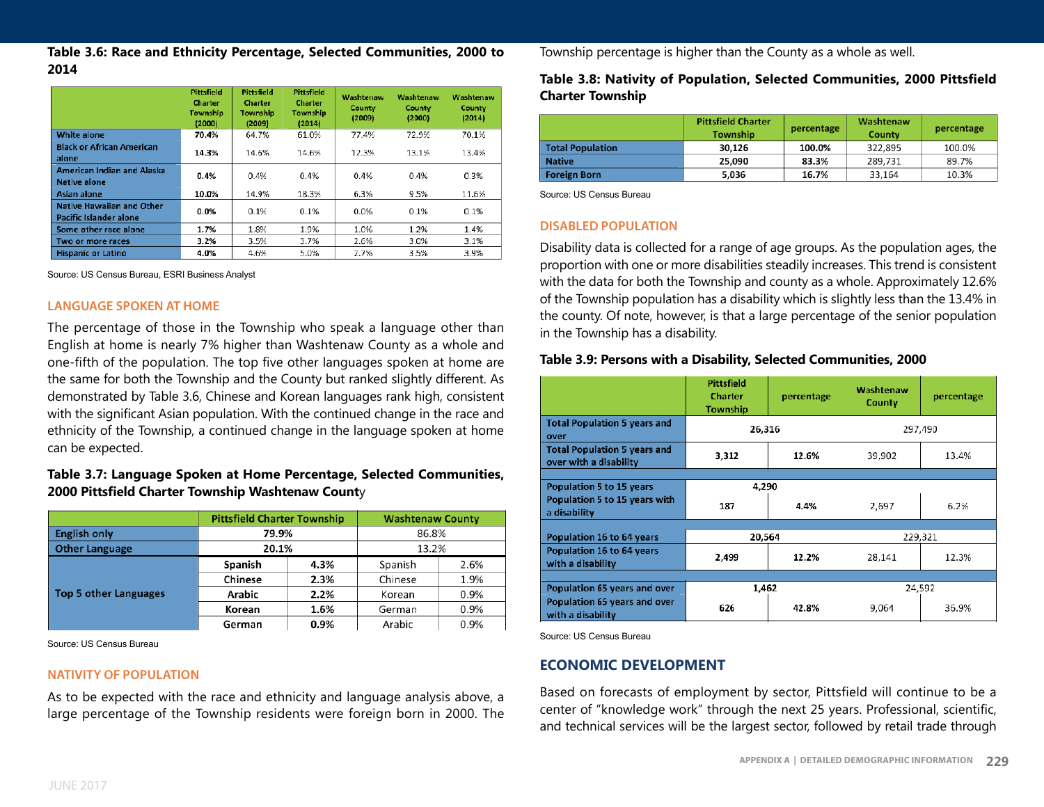**Table 3.6: Race and Ethnicity Percentage, Selected Communities, 2000 to 2014**

| | Pittsfield Charter Township (2000) | Pittsfield Charter Township (2009) | Pittsfield Charter Township (2014) | Washtenaw County (2009) | Washtenaw County (2000) | Washtenaw County (2014) |
|---|---|---|---|---|---|---|
| White alone | 70.4% | 64.7% | 61.0% | 77.4% | 72.9% | 70.1% |
| Black or African American alone | 14.3% | 14.6% | 14.6% | 12.3% | 13.1% | 13.4% |
| American Indian and Alaska Native alone | 0.4% | 0.4% | 0.4% | 0.4% | 0.4% | 0.3% |
| Asian alone | 10.0% | 14.9% | 18.3% | 6.3% | 9.5% | 11.6% |
| Native Hawaiian and Other Pacific Islander alone | 0.0% | 0.1% | 0.1% | 0.0% | 0.1% | 0.1% |
| Some other race alone | 1.7% | 1.8% | 1.9% | 1.0% | 1.2% | 1.4% |
| Two or more races | 3.2% | 3.5% | 3.7% | 2.6% | 3.0% | 3.1% |
| Hispanic or Latino | 4.0% | 4.6% | 5.0% | 2.7% | 3.5% | 3.9% |

Source: US Census Bureau, ESRI Business Analyst

## LANGUAGE SPOKEN AT HOME

The percentage of those in the Township who speak a language other than English at home is nearly 7% higher than Washtenaw County as a whole and one-fifth of the population. The top five other languages spoken at home are the same for both the Township and the County but ranked slightly different. As demonstrated by Table 3.6, Chinese and Korean languages rank high, consistent with the significant Asian population. With the continued change in the race and ethnicity of the Township, a continued change in the language spoken at home can be expected.

**Table 3.7: Language Spoken at Home Percentage, Selected Communities, 2000 Pittsfield Charter Township Washtenaw County**

| | Pittsfield Charter Township | | Washtenaw County | |
|---|---|---|---|---|
| English only | 79.9% | | 86.8% | |
| Other Language | 20.1% | | 13.2% | |
| Top 5 other Languages | Spanish | 4.3% | Spanish | 2.6% |
| | Chinese | 2.3% | Chinese | 1.9% |
| | Arabic | 2.2% | Korean | 0.9% |
| | Korean | 1.6% | German | 0.9% |
| | German | 0.9% | Arabic | 0.9% |

Source: US Census Bureau

## NATIVITY OF POPULATION

As to be expected with the race and ethnicity and language analysis above, a large percentage of the Township residents were foreign born in 2000. The Township percentage is higher than the County as a whole as well.

**Table 3.8: Nativity of Population, Selected Communities, 2000 Pittsfield Charter Township**

| | Pittsfield Charter Township | percentage | Washtenaw County | percentage |
|---|---|---|---|---|
| Total Population | 30,126 | 100.0% | 322,895 | 100.0% |
| Native | 25,090 | 83.3% | 289,731 | 89.7% |
| Foreign Born | 5,036 | 16.7% | 33,164 | 10.3% |

Source: US Census Bureau

## DISABLED POPULATION

Disability data is collected for a range of age groups. As the population ages, the proportion with one or more disabilities steadily increases. This trend is consistent with the data for both the Township and county as a whole. Approximately 12.6% of the Township population has a disability which is slightly less than the 13.4% in the county. Of note, however, is that a large percentage of the senior population in the Township has a disability.

**Table 3.9: Persons with a Disability, Selected Communities, 2000**

| | Pittsfield Charter Township | percentage | Washtenaw County | percentage |
|---|---|---|---|---|
| Total Population 5 years and over | 26,316 | | 297,490 | |
| Total Population 5 years and over with a disability | 3,312 | 12.6% | 39,902 | 13.4% |
| Population 5 to 15 years | 4,290 | | | |
| Population 5 to 15 years with a disability | 187 | 4.4% | 2,697 | 6.2% |
| Population 16 to 64 years | 20,564 | | 229,321 | |
| Population 16 to 64 years with a disability | 2,499 | 12.2% | 28,141 | 12.3% |
| Population 65 years and over | 1,462 | | 24,592 | |
| Population 65 years and over with a disability | 626 | 42.8% | 9,064 | 36.9% |

Source: US Census Bureau

## ECONOMIC DEVELOPMENT

Based on forecasts of employment by sector, Pittsfield will continue to be a center of "knowledge work" through the next 25 years. Professional, scientific, and technical services will be the largest sector, followed by retail trade through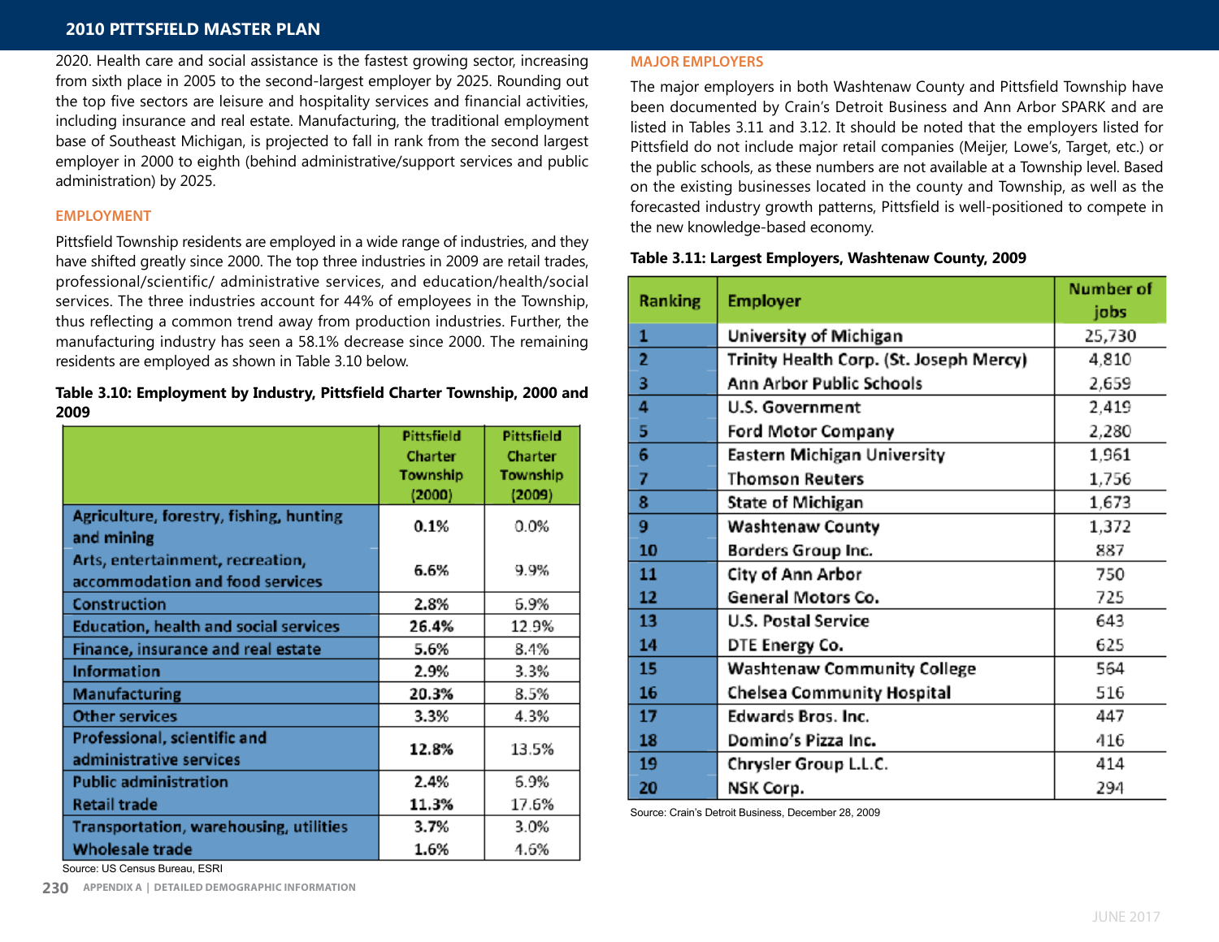2020. Health care and social assistance is the fastest growing sector, increasing from sixth place in 2005 to the second-largest employer by 2025. Rounding out the top five sectors are leisure and hospitality services and financial activities, including insurance and real estate. Manufacturing, the traditional employment base of Southeast Michigan, is projected to fall in rank from the second largest employer in 2000 to eighth (behind administrative/support services and public administration) by 2025.

## EMPLOYMENT

Pittsfield Township residents are employed in a wide range of industries, and they have shifted greatly since 2000. The top three industries in 2009 are retail trades, professional/scientific/ administrative services, and education/health/social services. The three industries account for 44% of employees in the Township, thus reflecting a common trend away from production industries. Further, the manufacturing industry has seen a 58.1% decrease since 2000. The remaining residents are employed as shown in Table 3.10 below.

**Table 3.10: Employment by Industry, Pittsfield Charter Township, 2000 and 2009**

| | Pittsfield Charter Township (2000) | Pittsfield Charter Township (2009) |
|---|---|---|
| Agriculture, forestry, fishing, hunting and mining | 0.1% | 0.0% |
| Arts, entertainment, recreation, accommodation and food services | 6.6% | 9.9% |
| Construction | 2.8% | 6.9% |
| Education, health and social services | 26.4% | 12.9% |
| Finance, insurance and real estate | 5.6% | 8.4% |
| Information | 2.9% | 3.3% |
| Manufacturing | 20.3% | 8.5% |
| Other services | 3.3% | 4.3% |
| Professional, scientific and administrative services | 12.8% | 13.5% |
| Public administration | 2.4% | 6.9% |
| Retail trade | 11.3% | 17.6% |
| Transportation, warehousing, utilities | 3.7% | 3.0% |
| Wholesale trade | 1.6% | 1.6% |

Source: US Census Bureau, ESRI

## MAJOR EMPLOYERS

The major employers in both Washtenaw County and Pittsfield Township have been documented by Crain's Detroit Business and Ann Arbor SPARK and are listed in Tables 3.11 and 3.12. It should be noted that the employers listed for Pittsfield do not include major retail companies (Meijer, Lowe's, Target, etc.) or the public schools, as these numbers are not available at a Township level. Based on the existing businesses located in the county and Township, as well as the forecasted industry growth patterns, Pittsfield is well-positioned to compete in the new knowledge-based economy.

**Table 3.11: Largest Employers, Washtenaw County, 2009**

| Ranking | Employer | Number of jobs |
|---|---|---|
| 1 | University of Michigan | 25,730 |
| 2 | Trinity Health Corp. (St. Joseph Mercy) | 4,810 |
| 3 | Ann Arbor Public Schools | 2,659 |
| 4 | U.S. Government | 2,419 |
| 5 | Ford Motor Company | 2,280 |
| 6 | Eastern Michigan University | 1,961 |
| 7 | Thomson Reuters | 1,756 |
| 8 | State of Michigan | 1,673 |
| 9 | Washtenaw County | 1,372 |
| 10 | Borders Group Inc. | 887 |
| 11 | City of Ann Arbor | 750 |
| 12 | General Motors Co. | 725 |
| 13 | U.S. Postal Service | 643 |
| 14 | DTE Energy Co. | 625 |
| 15 | Washtenaw Community College | 564 |
| 16 | Chelsea Community Hospital | 516 |
| 17 | Edwards Bros. Inc. | 447 |
| 18 | Domino's Pizza Inc. | 416 |
| 19 | Chrysler Group L.L.C. | 414 |
| 20 | NSK Corp. | 294 |

Source: Crain's Detroit Business, December 28, 2009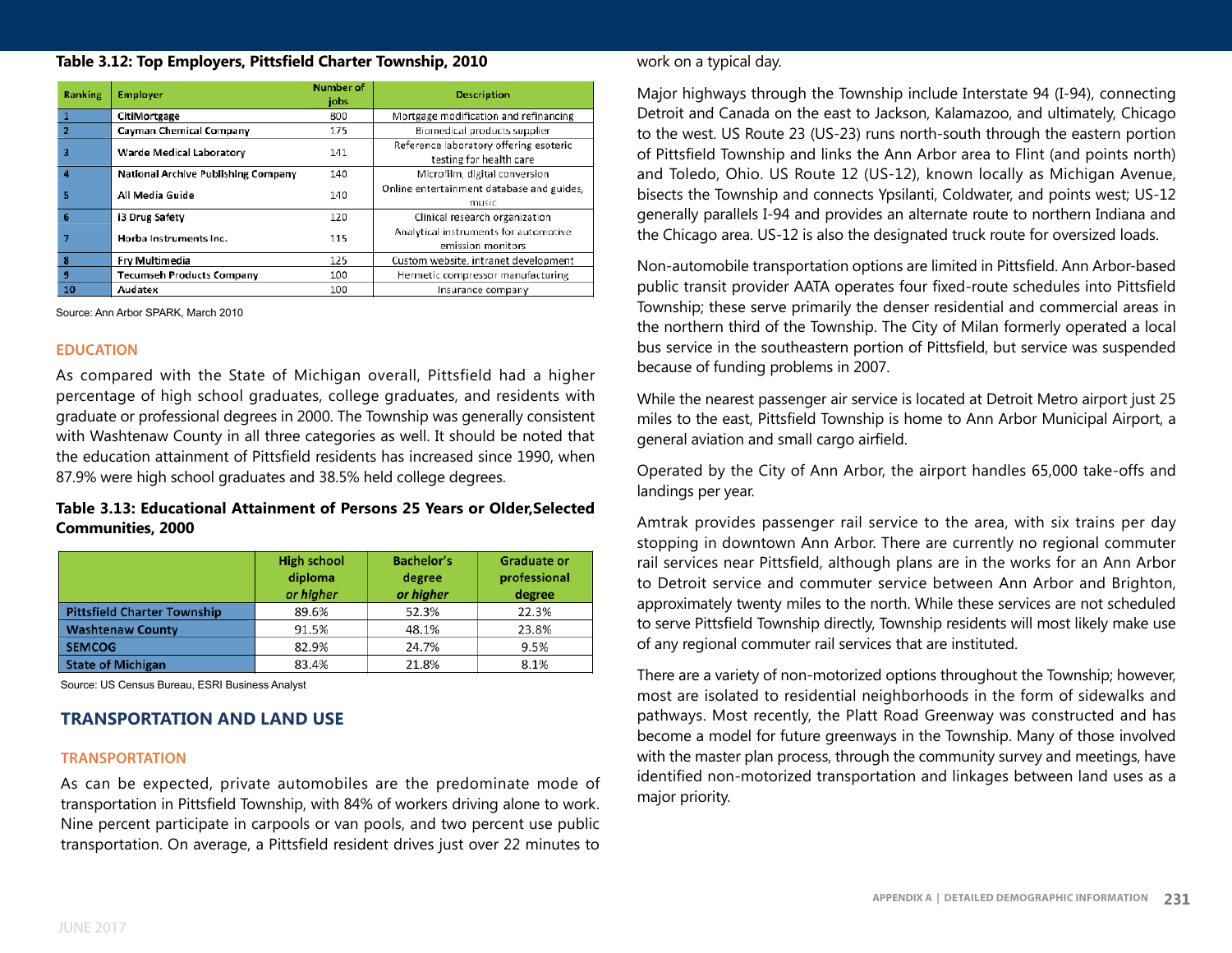**Table 3.12: Top Employers, Pittsfield Charter Township, 2010**

| Ranking | Employer | Number of jobs | Description |
|---|---|---|---|
| 1 | CitiMortgage | 800 | Mortgage modification and refinancing |
| 2 | Cayman Chemical Company | 175 | Biomedical products supplier |
| 3 | Warde Medical Laboratory | 141 | Reference laboratory offering esoteric testing for health care |
| 4 | National Archive Publishing Company | 140 | Microfilm, digital conversion |
| 5 | All Media Guide | 140 | Online entertainment database and guides, music |
| 6 | i3 Drug Safety | 120 | Clinical research organization |
| 7 | Horba Instruments Inc. | 115 | Analytical instruments for automotive emission monitors |
| 8 | Fry Multimedia | 125 | Custom website, intranet development |
| 9 | Tecumseh Products Company | 100 | Hermetic compressor manufacturing |
| 10 | Audatex | 100 | Insurance company |

Source: Ann Arbor SPARK, March 2010

### EDUCATION

As compared with the State of Michigan overall, Pittsfield had a higher percentage of high school graduates, college graduates, and residents with graduate or professional degrees in 2000. The Township was generally consistent with Washtenaw County in all three categories as well. It should be noted that the education attainment of Pittsfield residents has increased since 1990, when 87.9% were high school graduates and 38.5% held college degrees.

**Table 3.13: Educational Attainment of Persons 25 Years or Older,Selected Communities, 2000**

| | High school diploma *or higher* | Bachelor's degree *or higher* | Graduate or professional degree |
|---|---|---|---|
| Pittsfield Charter Township | 89.6% | 52.3% | 22.3% |
| Washtenaw County | 91.5% | 48.1% | 23.8% |
| SEMCOG | 82.9% | 24.7% | 9.5% |
| State of Michigan | 83.4% | 21.8% | 8.1% |

Source: US Census Bureau, ESRI Business Analyst

## TRANSPORTATION AND LAND USE

### TRANSPORTATION

As can be expected, private automobiles are the predominate mode of transportation in Pittsfield Township, with 84% of workers driving alone to work. Nine percent participate in carpools or van pools, and two percent use public transportation. On average, a Pittsfield resident drives just over 22 minutes to work on a typical day.

Major highways through the Township include Interstate 94 (I-94), connecting Detroit and Canada on the east to Jackson, Kalamazoo, and ultimately, Chicago to the west. US Route 23 (US-23) runs north-south through the eastern portion of Pittsfield Township and links the Ann Arbor area to Flint (and points north) and Toledo, Ohio. US Route 12 (US-12), known locally as Michigan Avenue, bisects the Township and connects Ypsilanti, Coldwater, and points west; US-12 generally parallels I-94 and provides an alternate route to northern Indiana and the Chicago area. US-12 is also the designated truck route for oversized loads.

Non-automobile transportation options are limited in Pittsfield. Ann Arbor-based public transit provider AATA operates four fixed-route schedules into Pittsfield Township; these serve primarily the denser residential and commercial areas in the northern third of the Township. The City of Milan formerly operated a local bus service in the southeastern portion of Pittsfield, but service was suspended because of funding problems in 2007.

While the nearest passenger air service is located at Detroit Metro airport just 25 miles to the east, Pittsfield Township is home to Ann Arbor Municipal Airport, a general aviation and small cargo airfield.

Operated by the City of Ann Arbor, the airport handles 65,000 take-offs and landings per year.

Amtrak provides passenger rail service to the area, with six trains per day stopping in downtown Ann Arbor. There are currently no regional commuter rail services near Pittsfield, although plans are in the works for an Ann Arbor to Detroit service and commuter service between Ann Arbor and Brighton, approximately twenty miles to the north. While these services are not scheduled to serve Pittsfield Township directly, Township residents will most likely make use of any regional commuter rail services that are instituted.

There are a variety of non-motorized options throughout the Township; however, most are isolated to residential neighborhoods in the form of sidewalks and pathways. Most recently, the Platt Road Greenway was constructed and has become a model for future greenways in the Township. Many of those involved with the master plan process, through the community survey and meetings, have identified non-motorized transportation and linkages between land uses as a major priority.